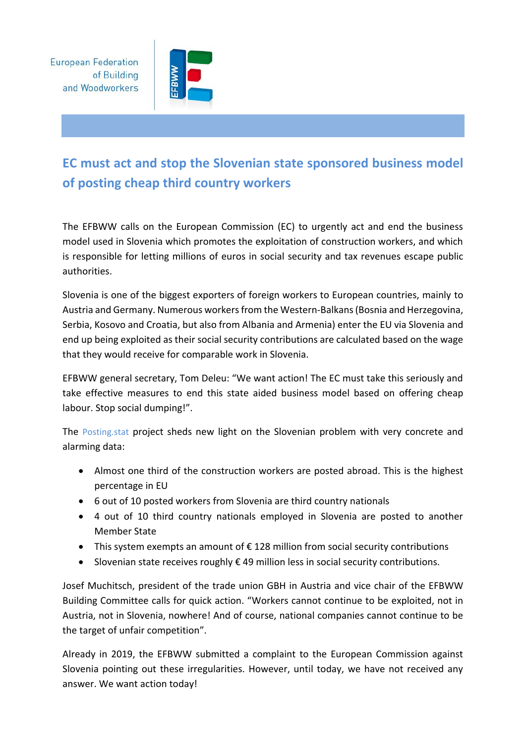European Federation of Building and Woodworkers

# EC must act and stop the Slovenian state sponsored business model of posting cheap third country workers

The EFBWW calls on the European Commission (EC) to urgently act and end the business model used in Slovenia which promotes the exploitation of construction workers, and which is responsible for letting millions of euros in social security and tax revenues escape public authorities.

Slovenia is one of the biggest exporters of foreign workers to European countries, mainly to Austria and Germany. Numerous workers from the Western-Balkans (Bosnia and Herzegovina, Serbia, Kosovo and Croatia, but also from Albania and Armenia) enter the EU via Slovenia and end up being exploited as their social security contributions are calculated based on the wage that they would receive for comparable work in Slovenia.

EFBWW general secretary, Tom Deleu: "We want action! The EC must take this seriously and take effective measures to end this state aided business model based on offering cheap labour. Stop social dumping!".

The Posting.stat project sheds new light on the Slovenian problem with very concrete and alarming data:

- Almost one third of the construction workers are posted abroad. This is the highest percentage in EU
- 6 out of 10 posted workers from Slovenia are third country nationals
- 4 out of 10 third country nationals employed in Slovenia are posted to another Member State
- This system exempts an amount of € 128 million from social security contributions
- Slovenian state receives roughly € 49 million less in social security contributions.

Josef Muchitsch, president of the trade union GBH in Austria and vice chair of the EFBWW Building Committee calls for quick action. "Workers cannot continue to be exploited, not in Austria, not in Slovenia, nowhere! And of course, national companies cannot continue to be the target of unfair competition".

Already in 2019, the EFBWW submitted a complaint to the European Commission against Slovenia pointing out these irregularities. However, until today, we have not received any answer. We want action today!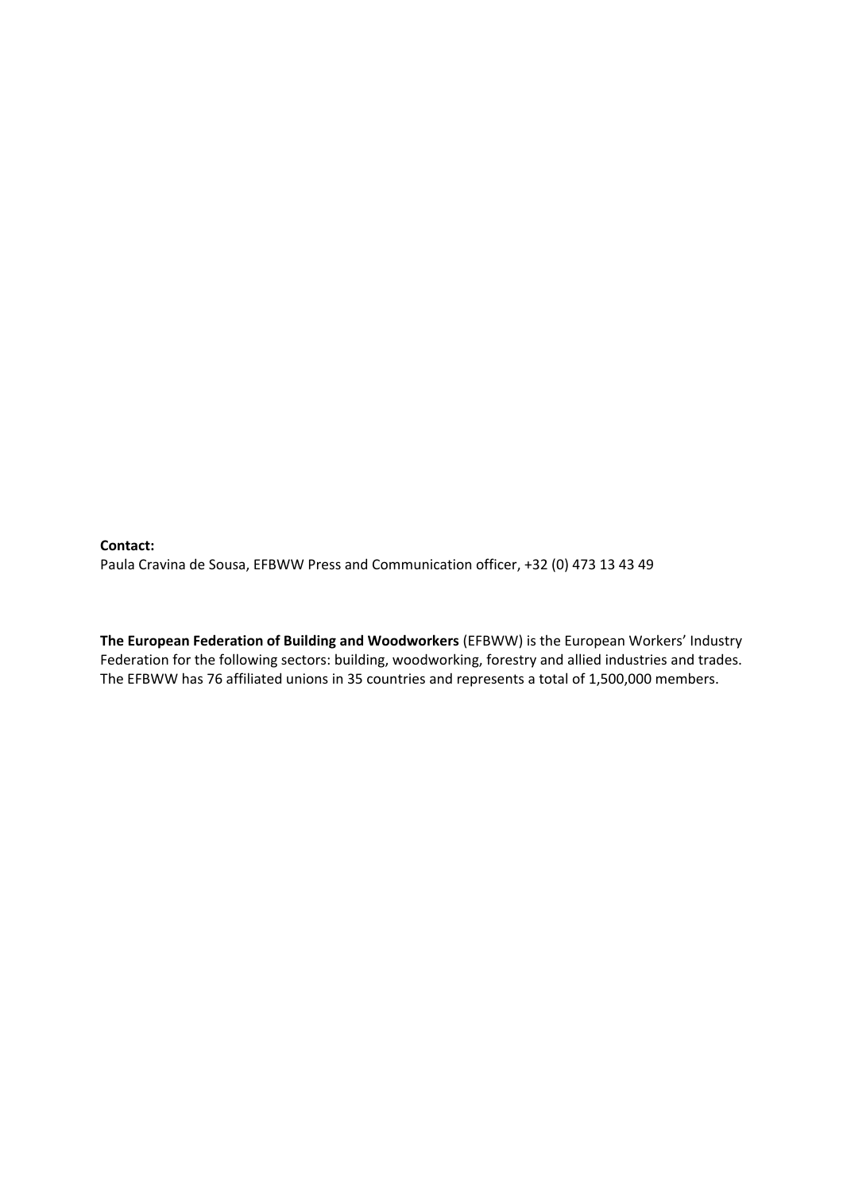**Contact:**
Paula Cravina de Sousa, EFBWW Press and Communication officer, +32 (0) 473 13 43 49

**The European Federation of Building and Woodworkers** (EFBWW) is the European Workers' Industry Federation for the following sectors: building, woodworking, forestry and allied industries and trades. The EFBWW has 76 affiliated unions in 35 countries and represents a total of 1,500,000 members.